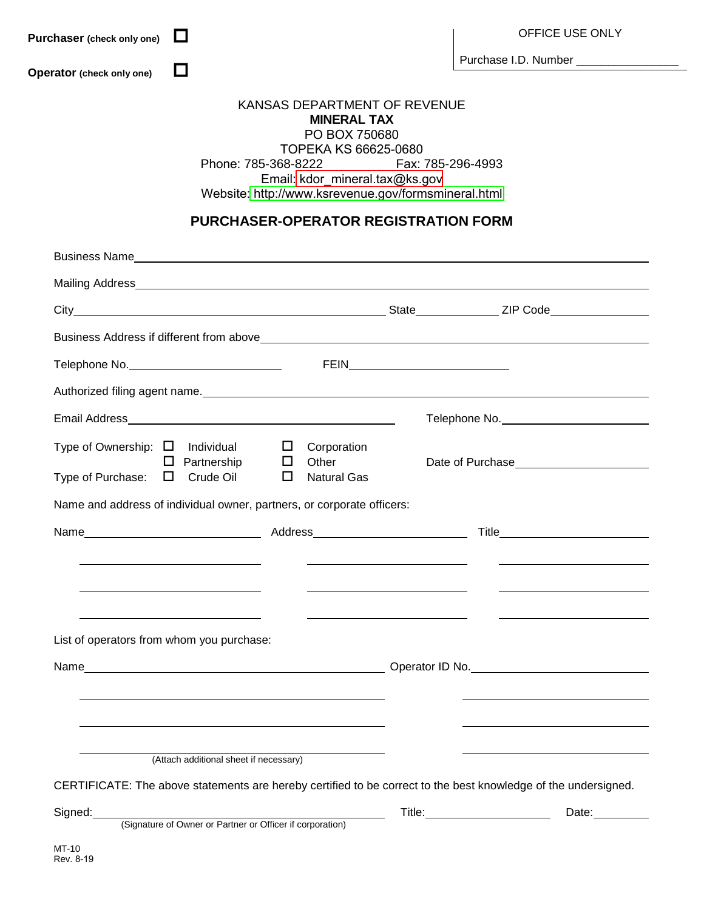**Purchaser** (check only one) ☐

**Operator** (check only one) ☐

OFFICE USE ONLY

Purchase I.D. Number ________________

KANSAS DEPARTMENT OF REVENUE
**MINERAL TAX**
PO BOX 750680
TOPEKA KS 66625-0680
Phone: 785-368-8222 Fax: 785-296-4993
Email: kdor_mineral.tax@ks.gov
Website: http://www.ksrevenue.gov/formsmineral.html

## PURCHASER-OPERATOR REGISTRATION FORM

Business Name ______________________________

Mailing Address ______________________________

City ______________________ State ________ ZIP Code ____________

Business Address if different from above ______________________________

Telephone No. ____________________ FEIN ____________________

Authorized filing agent name. ______________________________

Email Address ______________________________ Telephone No. ____________________

Type of Ownership: ☐ Individual ☐ Corporation ☐ Partnership ☐ Other

Date of Purchase ____________________

Type of Purchase: ☐ Crude Oil ☐ Natural Gas

Name and address of individual owner, partners, or corporate officers:

| Name | Address | Title |
|---|---|---|
| | | |
| | | |
| | | |
| | | |

List of operators from whom you purchase:

| Name | Operator ID No. |
|---|---|
| | |
| | |
| | |
| | |

(Attach additional sheet if necessary)

CERTIFICATE: The above statements are hereby certified to be correct to the best knowledge of the undersigned.

Signed: ______________________________ Title: ____________________ Date: __________
(Signature of Owner or Partner or Officer if corporation)

MT-10
Rev. 8-19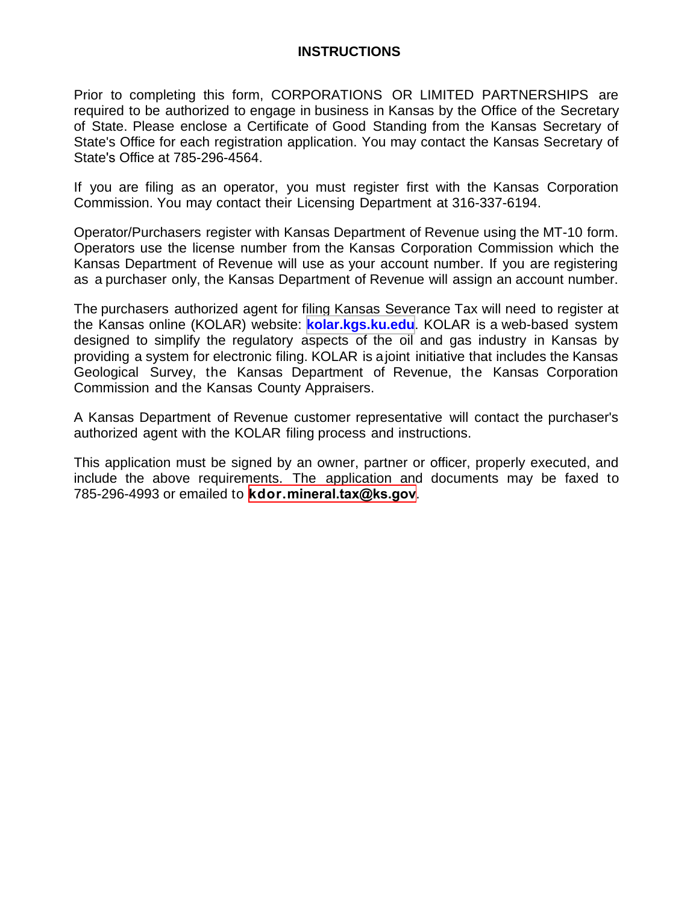## INSTRUCTIONS

Prior to completing this form, CORPORATIONS OR LIMITED PARTNERSHIPS are required to be authorized to engage in business in Kansas by the Office of the Secretary of State. Please enclose a Certificate of Good Standing from the Kansas Secretary of State's Office for each registration application. You may contact the Kansas Secretary of State's Office at 785-296-4564.

If you are filing as an operator, you must register first with the Kansas Corporation Commission. You may contact their Licensing Department at 316-337-6194.

Operator/Purchasers register with Kansas Department of Revenue using the MT-10 form. Operators use the license number from the Kansas Corporation Commission which the Kansas Department of Revenue will use as your account number. If you are registering as a purchaser only, the Kansas Department of Revenue will assign an account number.

The purchasers authorized agent for filing Kansas Severance Tax will need to register at the Kansas online (KOLAR) website: **kolar.kgs.ku.edu**. KOLAR is a web-based system designed to simplify the regulatory aspects of the oil and gas industry in Kansas by providing a system for electronic filing. KOLAR is a joint initiative that includes the Kansas Geological Survey, the Kansas Department of Revenue, the Kansas Corporation Commission and the Kansas County Appraisers.

A Kansas Department of Revenue customer representative will contact the purchaser's authorized agent with the KOLAR filing process and instructions.

This application must be signed by an owner, partner or officer, properly executed, and include the above requirements. The application and documents may be faxed to 785-296-4993 or emailed to **kdor.mineral.tax@ks.gov**.